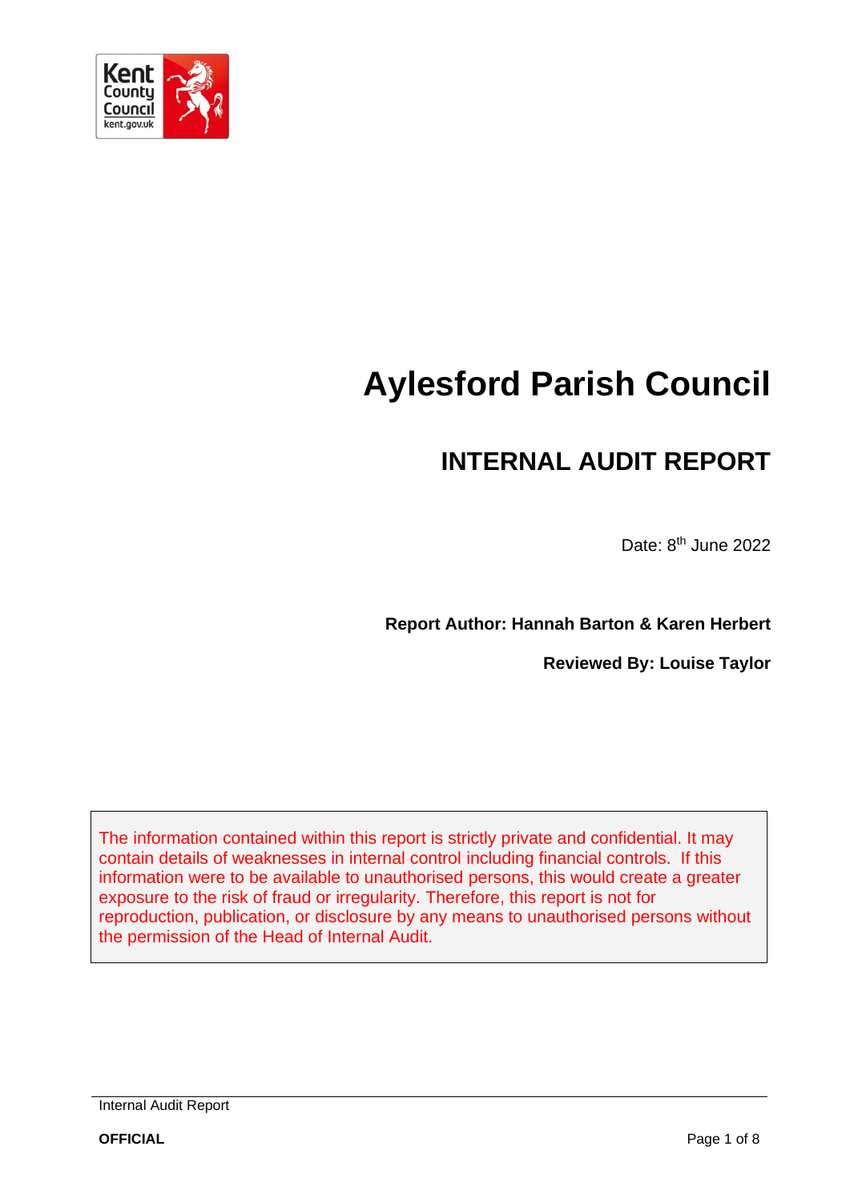# Aylesford Parish Council

## INTERNAL AUDIT REPORT

Date: 8th June 2022

**Report Author: Hannah Barton & Karen Herbert**

**Reviewed By: Louise Taylor**

The information contained within this report is strictly private and confidential. It may contain details of weaknesses in internal control including financial controls. If this information were to be available to unauthorised persons, this would create a greater exposure to the risk of fraud or irregularity. Therefore, this report is not for reproduction, publication, or disclosure by any means to unauthorised persons without the permission of the Head of Internal Audit.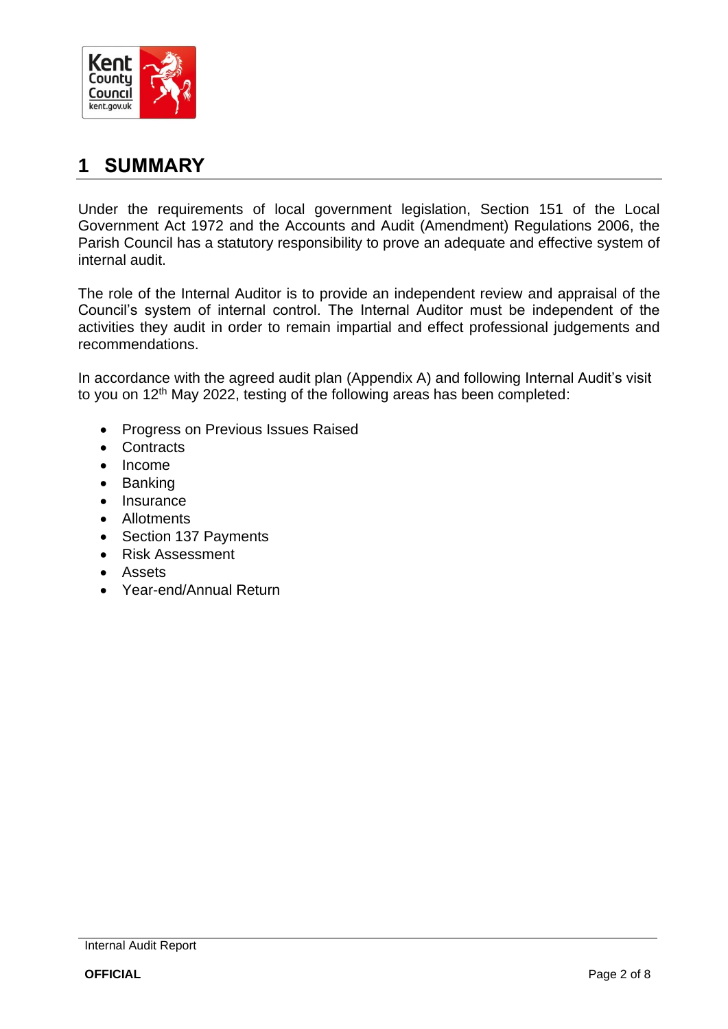# 1 SUMMARY

Under the requirements of local government legislation, Section 151 of the Local Government Act 1972 and the Accounts and Audit (Amendment) Regulations 2006, the Parish Council has a statutory responsibility to prove an adequate and effective system of internal audit.

The role of the Internal Auditor is to provide an independent review and appraisal of the Council's system of internal control. The Internal Auditor must be independent of the activities they audit in order to remain impartial and effect professional judgements and recommendations.

In accordance with the agreed audit plan (Appendix A) and following Internal Audit's visit to you on 12th May 2022, testing of the following areas has been completed:

- Progress on Previous Issues Raised
- Contracts
- Income
- Banking
- Insurance
- Allotments
- Section 137 Payments
- Risk Assessment
- Assets
- Year-end/Annual Return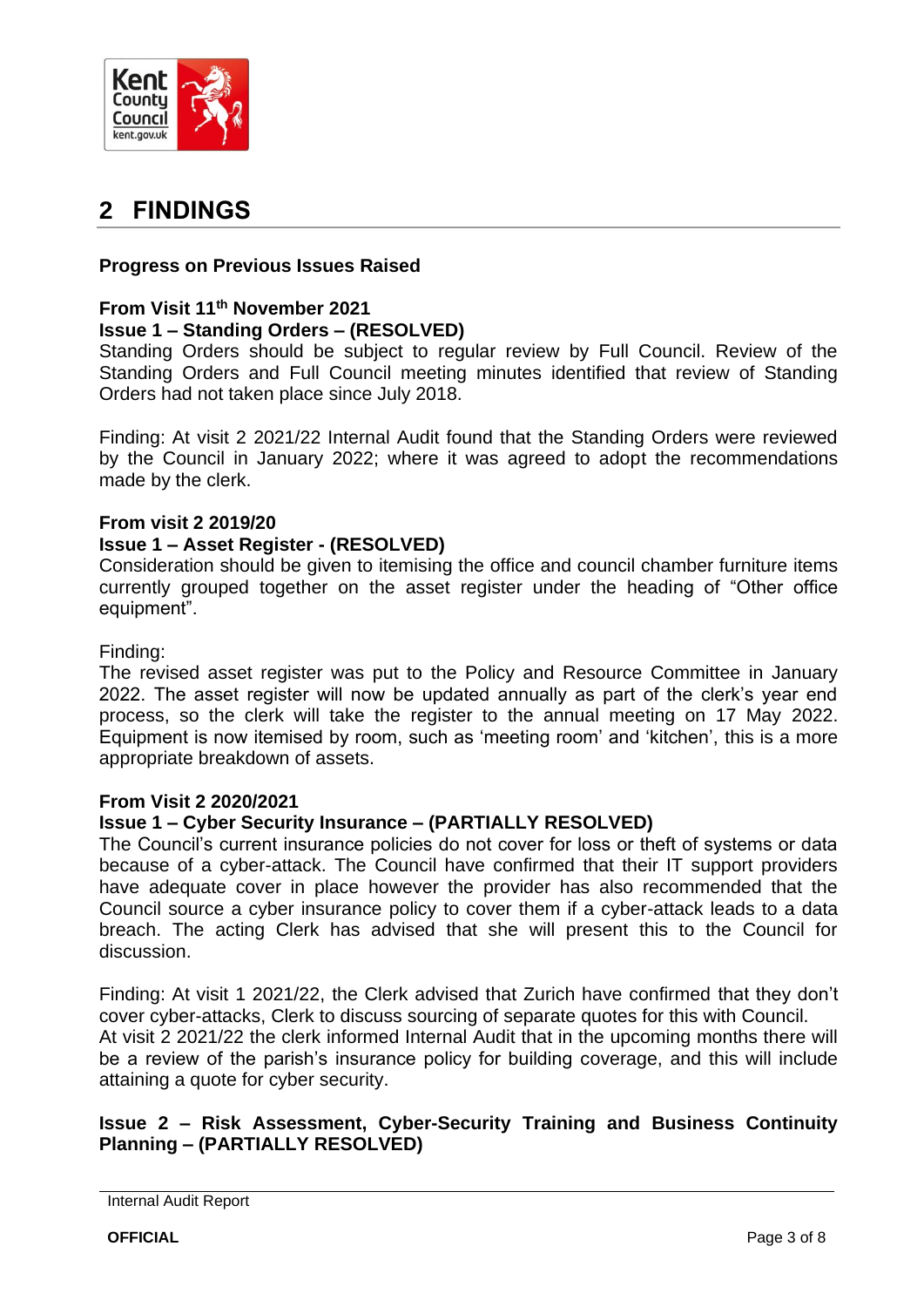# 2 FINDINGS

**Progress on Previous Issues Raised**

**From Visit 11th November 2021**
**Issue 1 – Standing Orders – (RESOLVED)**
Standing Orders should be subject to regular review by Full Council. Review of the Standing Orders and Full Council meeting minutes identified that review of Standing Orders had not taken place since July 2018.

Finding: At visit 2 2021/22 Internal Audit found that the Standing Orders were reviewed by the Council in January 2022; where it was agreed to adopt the recommendations made by the clerk.

**From visit 2 2019/20**
**Issue 1 – Asset Register - (RESOLVED)**
Consideration should be given to itemising the office and council chamber furniture items currently grouped together on the asset register under the heading of "Other office equipment".

Finding:
The revised asset register was put to the Policy and Resource Committee in January 2022. The asset register will now be updated annually as part of the clerk's year end process, so the clerk will take the register to the annual meeting on 17 May 2022. Equipment is now itemised by room, such as 'meeting room' and 'kitchen', this is a more appropriate breakdown of assets.

**From Visit 2 2020/2021**
**Issue 1 – Cyber Security Insurance – (PARTIALLY RESOLVED)**
The Council's current insurance policies do not cover for loss or theft of systems or data because of a cyber-attack. The Council have confirmed that their IT support providers have adequate cover in place however the provider has also recommended that the Council source a cyber insurance policy to cover them if a cyber-attack leads to a data breach. The acting Clerk has advised that she will present this to the Council for discussion.

Finding: At visit 1 2021/22, the Clerk advised that Zurich have confirmed that they don't cover cyber-attacks, Clerk to discuss sourcing of separate quotes for this with Council.
At visit 2 2021/22 the clerk informed Internal Audit that in the upcoming months there will be a review of the parish's insurance policy for building coverage, and this will include attaining a quote for cyber security.

**Issue 2 – Risk Assessment, Cyber-Security Training and Business Continuity Planning – (PARTIALLY RESOLVED)**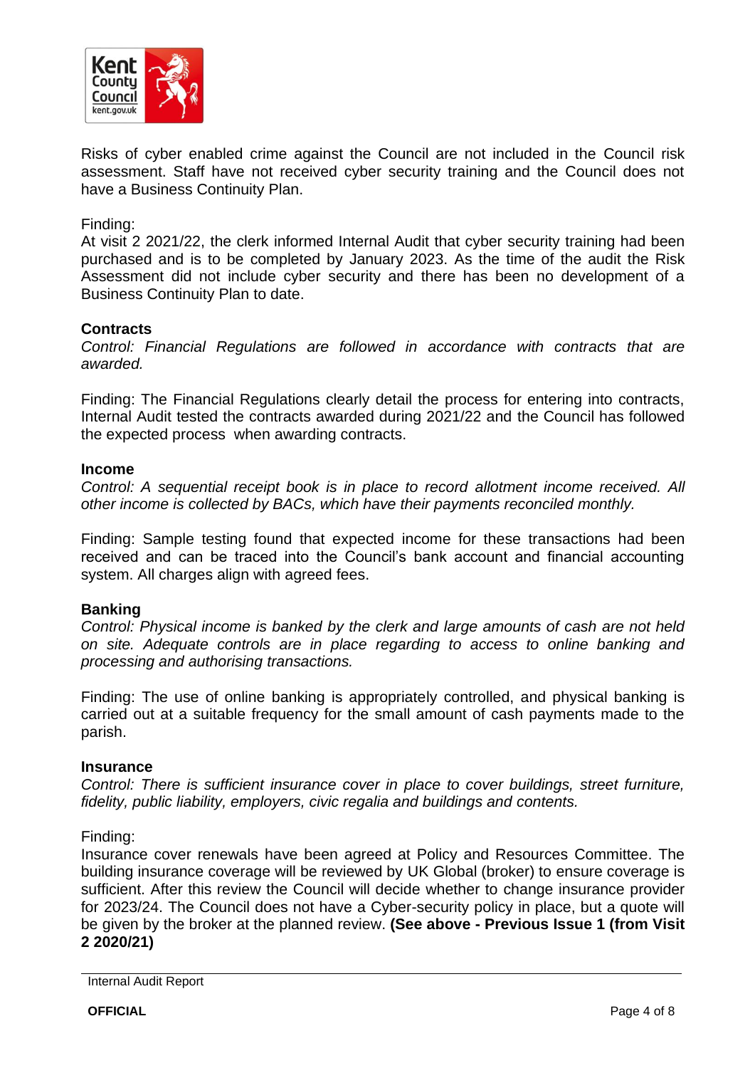Risks of cyber enabled crime against the Council are not included in the Council risk assessment. Staff have not received cyber security training and the Council does not have a Business Continuity Plan.

Finding:
At visit 2 2021/22, the clerk informed Internal Audit that cyber security training had been purchased and is to be completed by January 2023. As the time of the audit the Risk Assessment did not include cyber security and there has been no development of a Business Continuity Plan to date.

**Contracts**
*Control: Financial Regulations are followed in accordance with contracts that are awarded.*

Finding: The Financial Regulations clearly detail the process for entering into contracts, Internal Audit tested the contracts awarded during 2021/22 and the Council has followed the expected process when awarding contracts.

**Income**
*Control: A sequential receipt book is in place to record allotment income received. All other income is collected by BACs, which have their payments reconciled monthly.*

Finding: Sample testing found that expected income for these transactions had been received and can be traced into the Council's bank account and financial accounting system. All charges align with agreed fees.

**Banking**
*Control: Physical income is banked by the clerk and large amounts of cash are not held on site. Adequate controls are in place regarding to access to online banking and processing and authorising transactions.*

Finding: The use of online banking is appropriately controlled, and physical banking is carried out at a suitable frequency for the small amount of cash payments made to the parish.

**Insurance**
*Control: There is sufficient insurance cover in place to cover buildings, street furniture, fidelity, public liability, employers, civic regalia and buildings and contents.*

Finding:
Insurance cover renewals have been agreed at Policy and Resources Committee. The building insurance coverage will be reviewed by UK Global (broker) to ensure coverage is sufficient. After this review the Council will decide whether to change insurance provider for 2023/24. The Council does not have a Cyber-security policy in place, but a quote will be given by the broker at the planned review. **(See above - Previous Issue 1 (from Visit 2 2020/21)**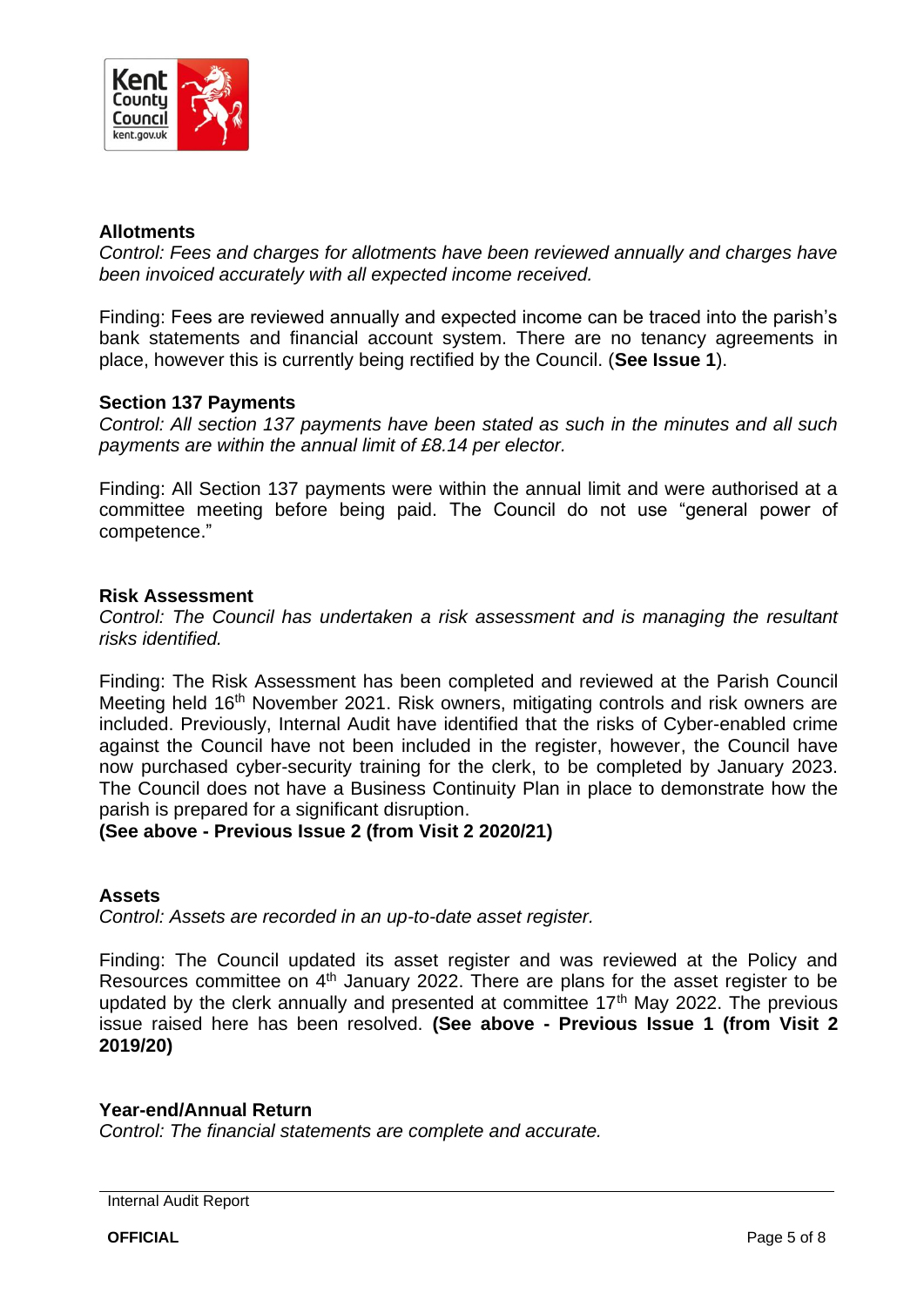**Allotments**

*Control: Fees and charges for allotments have been reviewed annually and charges have been invoiced accurately with all expected income received.*

Finding: Fees are reviewed annually and expected income can be traced into the parish's bank statements and financial account system. There are no tenancy agreements in place, however this is currently being rectified by the Council. (**See Issue 1**).

**Section 137 Payments**

*Control: All section 137 payments have been stated as such in the minutes and all such payments are within the annual limit of £8.14 per elector.*

Finding: All Section 137 payments were within the annual limit and were authorised at a committee meeting before being paid. The Council do not use "general power of competence."

**Risk Assessment**

*Control: The Council has undertaken a risk assessment and is managing the resultant risks identified.*

Finding: The Risk Assessment has been completed and reviewed at the Parish Council Meeting held 16th November 2021. Risk owners, mitigating controls and risk owners are included. Previously, Internal Audit have identified that the risks of Cyber-enabled crime against the Council have not been included in the register, however, the Council have now purchased cyber-security training for the clerk, to be completed by January 2023. The Council does not have a Business Continuity Plan in place to demonstrate how the parish is prepared for a significant disruption.
**(See above - Previous Issue 2 (from Visit 2 2020/21)**

**Assets**

*Control: Assets are recorded in an up-to-date asset register.*

Finding: The Council updated its asset register and was reviewed at the Policy and Resources committee on 4th January 2022. There are plans for the asset register to be updated by the clerk annually and presented at committee 17th May 2022. The previous issue raised here has been resolved. **(See above - Previous Issue 1 (from Visit 2 2019/20)**

**Year-end/Annual Return**

*Control: The financial statements are complete and accurate.*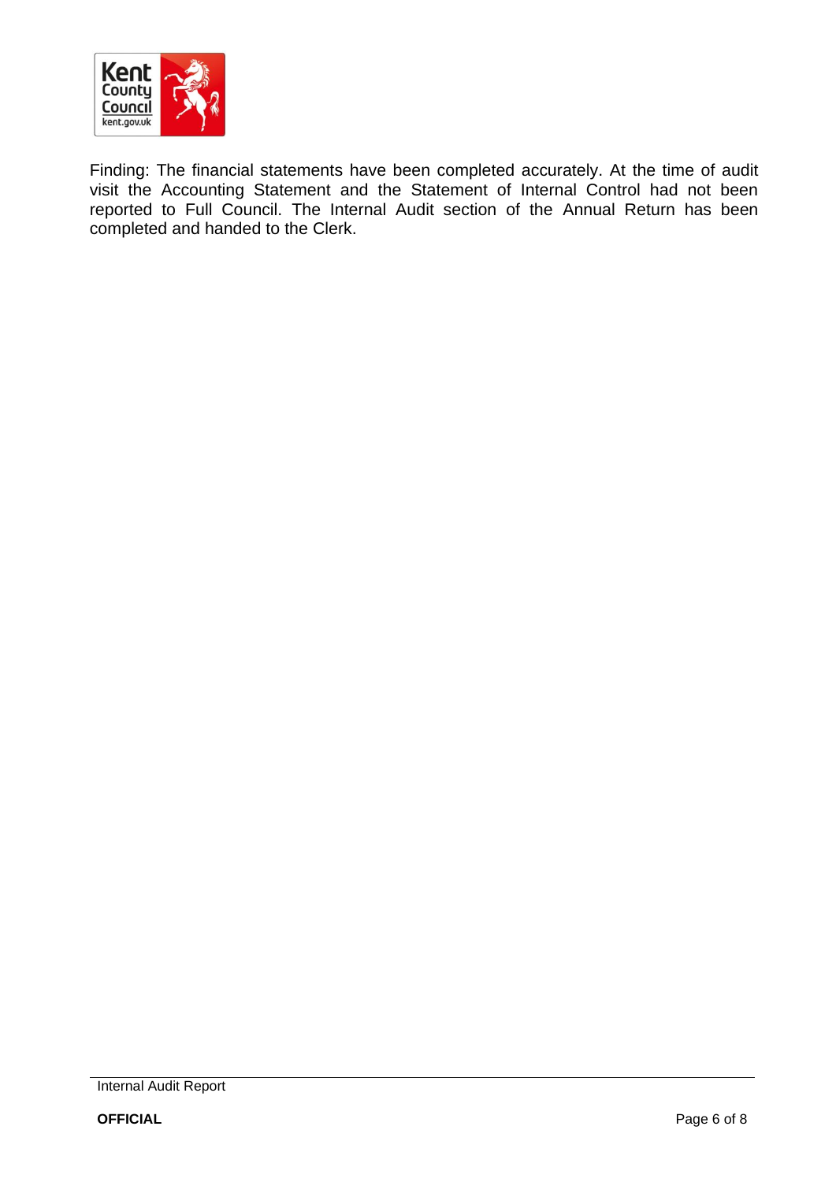Finding: The financial statements have been completed accurately. At the time of audit visit the Accounting Statement and the Statement of Internal Control had not been reported to Full Council. The Internal Audit section of the Annual Return has been completed and handed to the Clerk.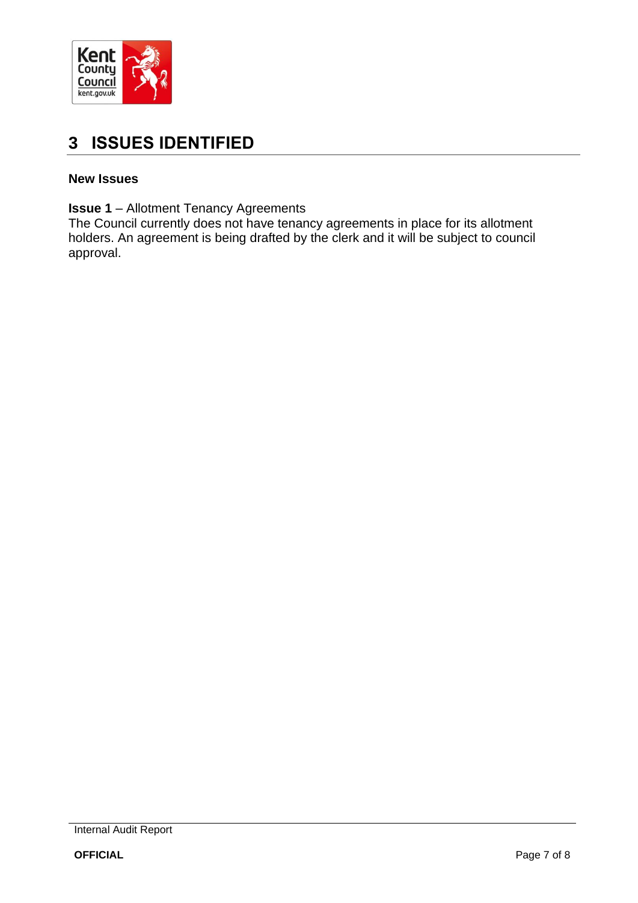# 3 ISSUES IDENTIFIED

**New Issues**

**Issue 1** – Allotment Tenancy Agreements
The Council currently does not have tenancy agreements in place for its allotment holders. An agreement is being drafted by the clerk and it will be subject to council approval.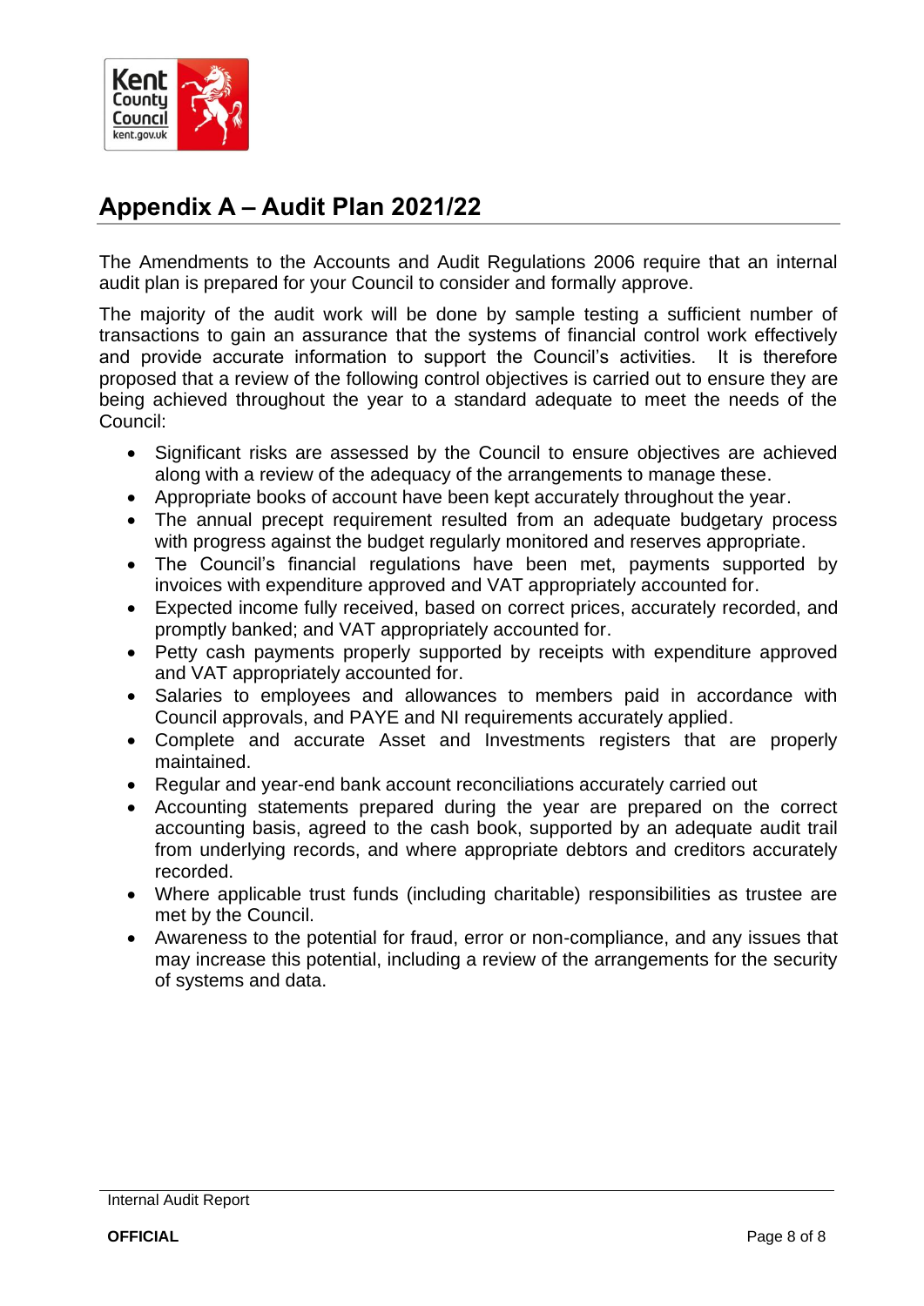## Appendix A – Audit Plan 2021/22

The Amendments to the Accounts and Audit Regulations 2006 require that an internal audit plan is prepared for your Council to consider and formally approve.

The majority of the audit work will be done by sample testing a sufficient number of transactions to gain an assurance that the systems of financial control work effectively and provide accurate information to support the Council's activities. It is therefore proposed that a review of the following control objectives is carried out to ensure they are being achieved throughout the year to a standard adequate to meet the needs of the Council:

- Significant risks are assessed by the Council to ensure objectives are achieved along with a review of the adequacy of the arrangements to manage these.
- Appropriate books of account have been kept accurately throughout the year.
- The annual precept requirement resulted from an adequate budgetary process with progress against the budget regularly monitored and reserves appropriate.
- The Council's financial regulations have been met, payments supported by invoices with expenditure approved and VAT appropriately accounted for.
- Expected income fully received, based on correct prices, accurately recorded, and promptly banked; and VAT appropriately accounted for.
- Petty cash payments properly supported by receipts with expenditure approved and VAT appropriately accounted for.
- Salaries to employees and allowances to members paid in accordance with Council approvals, and PAYE and NI requirements accurately applied.
- Complete and accurate Asset and Investments registers that are properly maintained.
- Regular and year-end bank account reconciliations accurately carried out
- Accounting statements prepared during the year are prepared on the correct accounting basis, agreed to the cash book, supported by an adequate audit trail from underlying records, and where appropriate debtors and creditors accurately recorded.
- Where applicable trust funds (including charitable) responsibilities as trustee are met by the Council.
- Awareness to the potential for fraud, error or non-compliance, and any issues that may increase this potential, including a review of the arrangements for the security of systems and data.